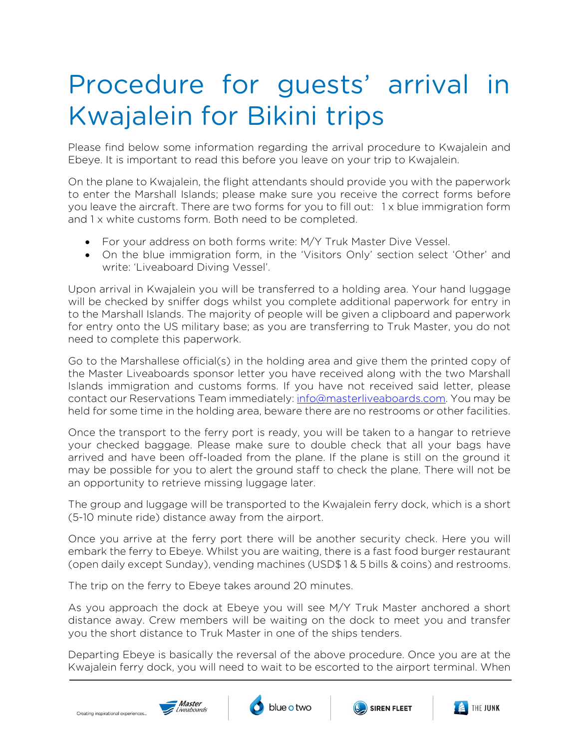# Procedure for guests' arrival in Kwajalein for Bikini trips

Please find below some information regarding the arrival procedure to Kwajalein and Ebeye. It is important to read this before you leave on your trip to Kwajalein.

On the plane to Kwajalein, the flight attendants should provide you with the paperwork to enter the Marshall Islands; please make sure you receive the correct forms before you leave the aircraft. There are two forms for you to fill out: 1 x blue immigration form and 1 x white customs form. Both need to be completed.

- For your address on both forms write: M/Y Truk Master Dive Vessel.
- On the blue immigration form, in the 'Visitors Only' section select 'Other' and write: 'Liveaboard Diving Vessel'.

Upon arrival in Kwajalein you will be transferred to a holding area. Your hand luggage will be checked by sniffer dogs whilst you complete additional paperwork for entry in to the Marshall Islands. The majority of people will be given a clipboard and paperwork for entry onto the US military base; as you are transferring to Truk Master, you do not need to complete this paperwork.

Go to the Marshallese official(s) in the holding area and give them the printed copy of the Master Liveaboards sponsor letter you have received along with the two Marshall Islands immigration and customs forms. If you have not received said letter, please contact our Reservations Team immediately: info@masterliveaboards.com. You may be held for some time in the holding area, beware there are no restrooms or other facilities.

Once the transport to the ferry port is ready, you will be taken to a hangar to retrieve your checked baggage. Please make sure to double check that all your bags have arrived and have been off-loaded from the plane. If the plane is still on the ground it may be possible for you to alert the ground staff to check the plane. There will not be an opportunity to retrieve missing luggage later.

The group and luggage will be transported to the Kwajalein ferry dock, which is a short (5-10 minute ride) distance away from the airport.

Once you arrive at the ferry port there will be another security check. Here you will embark the ferry to Ebeye. Whilst you are waiting, there is a fast food burger restaurant (open daily except Sunday), vending machines (USD$ 1 & 5 bills & coins) and restrooms.

The trip on the ferry to Ebeye takes around 20 minutes.

As you approach the dock at Ebeye you will see M/Y Truk Master anchored a short distance away. Crew members will be waiting on the dock to meet you and transfer you the short distance to Truk Master in one of the ships tenders.

Departing Ebeye is basically the reversal of the above procedure. Once you are at the Kwajalein ferry dock, you will need to wait to be escorted to the airport terminal. When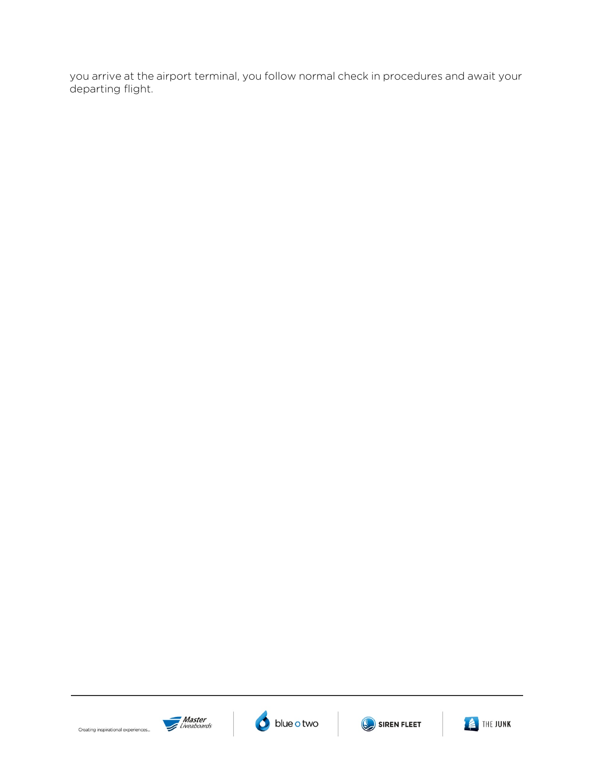you arrive at the airport terminal, you follow normal check in procedures and await your departing flight.